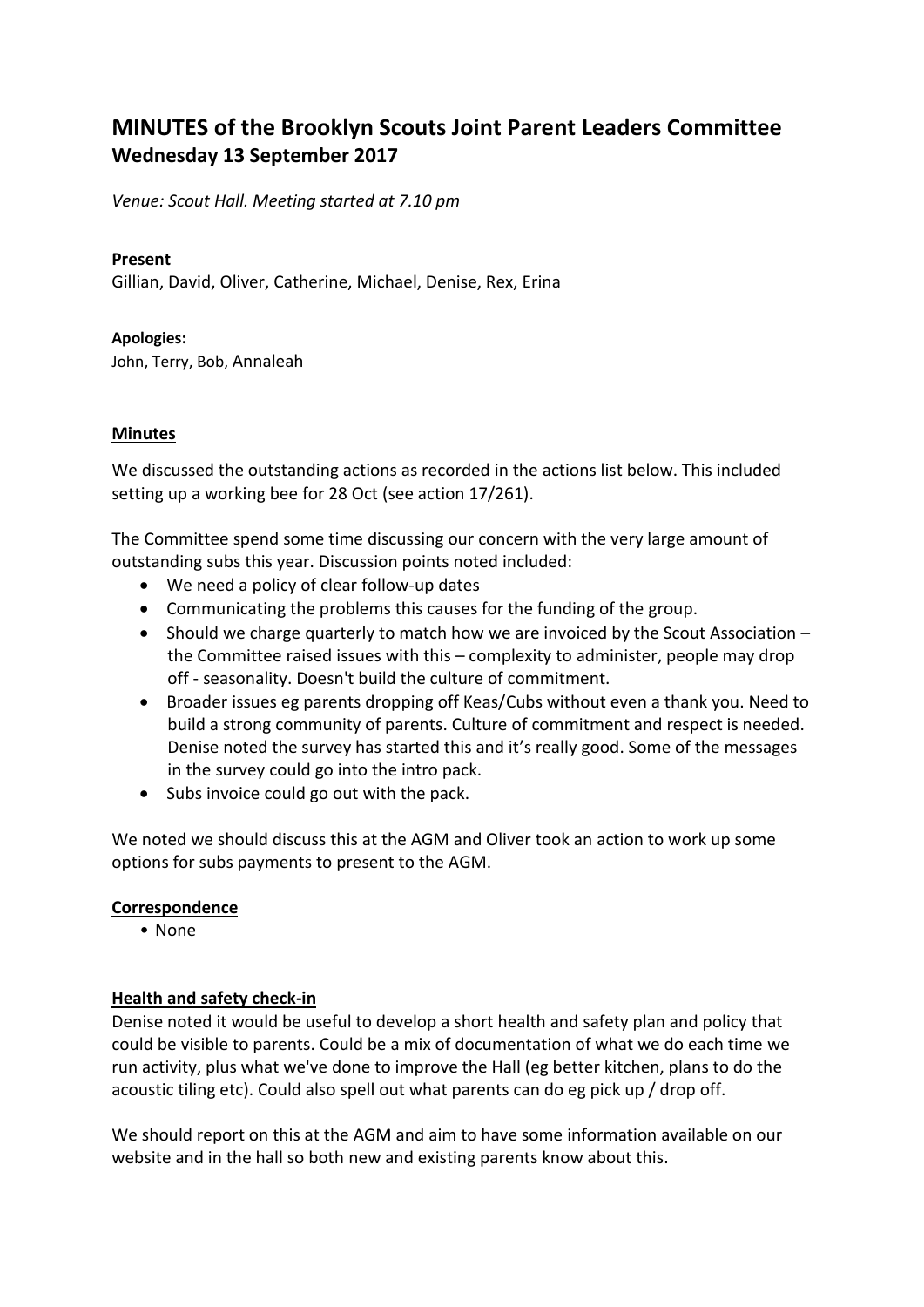# MINUTES of the Brooklyn Scouts Joint Parent Leaders Committee
## Wednesday 13 September 2017

*Venue: Scout Hall. Meeting started at 7.10 pm*

**Present**
Gillian, David, Oliver, Catherine, Michael, Denise, Rex, Erina

**Apologies:**
John, Terry, Bob, Annaleah

**Minutes**

We discussed the outstanding actions as recorded in the actions list below. This included setting up a working bee for 28 Oct (see action 17/261).

The Committee spend some time discussing our concern with the very large amount of outstanding subs this year. Discussion points noted included:

- We need a policy of clear follow-up dates
- Communicating the problems this causes for the funding of the group.
- Should we charge quarterly to match how we are invoiced by the Scout Association – the Committee raised issues with this – complexity to administer, people may drop off - seasonality. Doesn't build the culture of commitment.
- Broader issues eg parents dropping off Keas/Cubs without even a thank you. Need to build a strong community of parents. Culture of commitment and respect is needed. Denise noted the survey has started this and it's really good. Some of the messages in the survey could go into the intro pack.
- Subs invoice could go out with the pack.

We noted we should discuss this at the AGM and Oliver took an action to work up some options for subs payments to present to the AGM.

**Correspondence**

- None

**Health and safety check-in**

Denise noted it would be useful to develop a short health and safety plan and policy that could be visible to parents. Could be a mix of documentation of what we do each time we run activity, plus what we've done to improve the Hall (eg better kitchen, plans to do the acoustic tiling etc). Could also spell out what parents can do eg pick up / drop off.

We should report on this at the AGM and aim to have some information available on our website and in the hall so both new and existing parents know about this.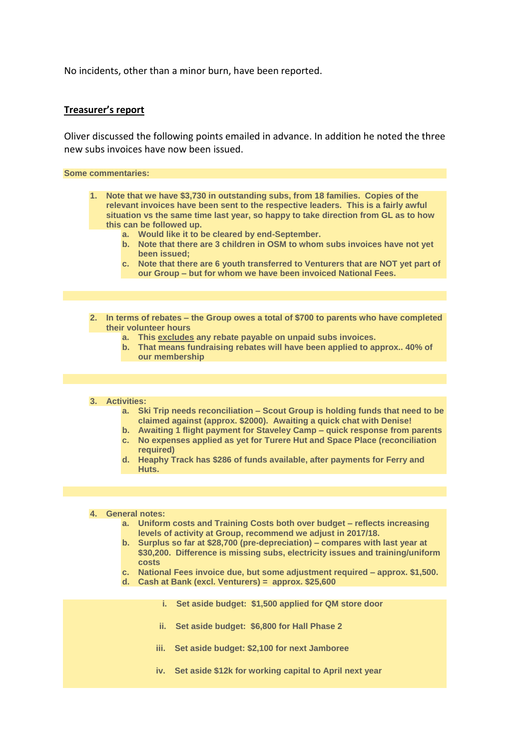No incidents, other than a minor burn, have been reported.

## Treasurer's report

Oliver discussed the following points emailed in advance. In addition he noted the three new subs invoices have now been issued.

**Some commentaries:**

1. **Note that we have $3,730 in outstanding subs, from 18 families. Copies of the relevant invoices have been sent to the respective leaders. This is a fairly awful situation vs the same time last year, so happy to take direction from GL as to how this can be followed up.**
   a. **Would like it to be cleared by end-September.**
   b. **Note that there are 3 children in OSM to whom subs invoices have not yet been issued;**
   c. **Note that there are 6 youth transferred to Venturers that are NOT yet part of our Group – but for whom we have been invoiced National Fees.**

2. **In terms of rebates – the Group owes a total of $700 to parents who have completed their volunteer hours**
   a. **This <u>excludes</u> any rebate payable on unpaid subs invoices.**
   b. **That means fundraising rebates will have been applied to approx.. 40% of our membership**

3. **Activities:**
   a. **Ski Trip needs reconciliation – Scout Group is holding funds that need to be claimed against (approx. $2000). Awaiting a quick chat with Denise!**
   b. **Awaiting 1 flight payment for Staveley Camp – quick response from parents**
   c. **No expenses applied as yet for Turere Hut and Space Place (reconciliation required)**
   d. **Heaphy Track has $286 of funds available, after payments for Ferry and Huts.**

4. **General notes:**
   a. **Uniform costs and Training Costs both over budget – reflects increasing levels of activity at Group, recommend we adjust in 2017/18.**
   b. **Surplus so far at $28,700 (pre-depreciation) – compares with last year at $30,200. Difference is missing subs, electricity issues and training/uniform costs**
   c. **National Fees invoice due, but some adjustment required – approx. $1,500.**
   d. **Cash at Bank (excl. Venturers) = approx. $25,600**
      i. **Set aside budget: $1,500 applied for QM store door**
      ii. **Set aside budget: $6,800 for Hall Phase 2**
      iii. **Set aside budget: $2,100 for next Jamboree**
      iv. **Set aside $12k for working capital to April next year**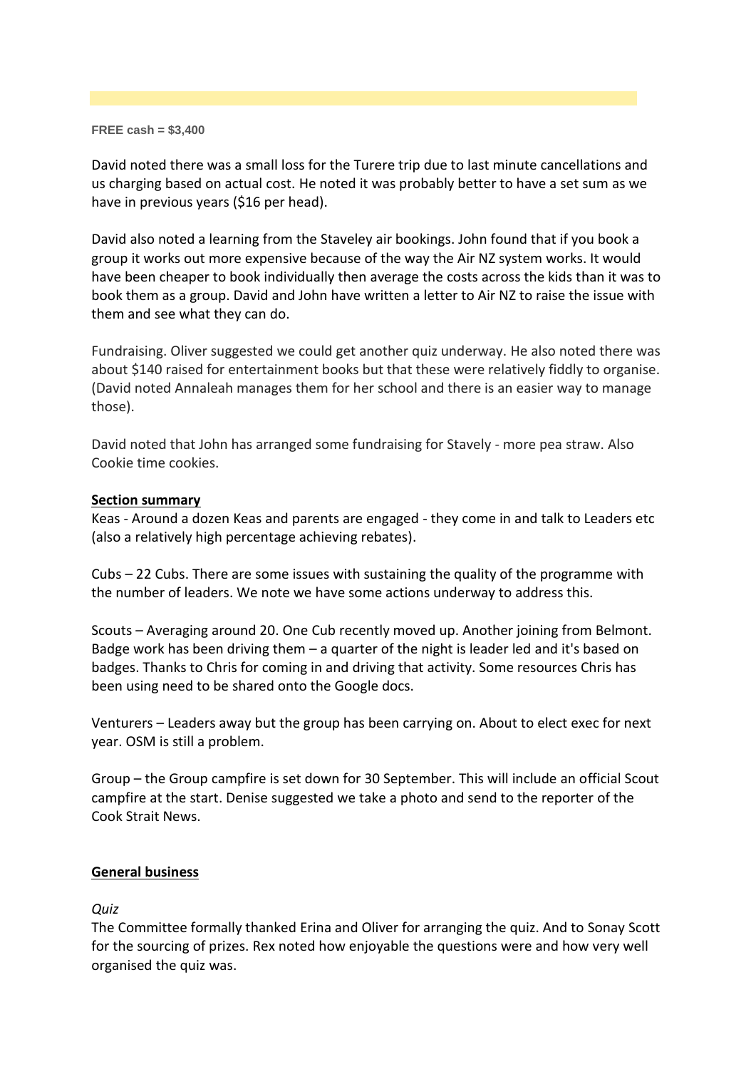**FREE cash = $3,400**

David noted there was a small loss for the Turere trip due to last minute cancellations and us charging based on actual cost. He noted it was probably better to have a set sum as we have in previous years ($16 per head).

David also noted a learning from the Staveley air bookings. John found that if you book a group it works out more expensive because of the way the Air NZ system works. It would have been cheaper to book individually then average the costs across the kids than it was to book them as a group. David and John have written a letter to Air NZ to raise the issue with them and see what they can do.

Fundraising. Oliver suggested we could get another quiz underway. He also noted there was about $140 raised for entertainment books but that these were relatively fiddly to organise. (David noted Annaleah manages them for her school and there is an easier way to manage those).

David noted that John has arranged some fundraising for Stavely - more pea straw. Also Cookie time cookies.

**Section summary**

Keas - Around a dozen Keas and parents are engaged - they come in and talk to Leaders etc (also a relatively high percentage achieving rebates).

Cubs – 22 Cubs. There are some issues with sustaining the quality of the programme with the number of leaders. We note we have some actions underway to address this.

Scouts – Averaging around 20. One Cub recently moved up. Another joining from Belmont. Badge work has been driving them – a quarter of the night is leader led and it's based on badges. Thanks to Chris for coming in and driving that activity. Some resources Chris has been using need to be shared onto the Google docs.

Venturers – Leaders away but the group has been carrying on. About to elect exec for next year. OSM is still a problem.

Group – the Group campfire is set down for 30 September. This will include an official Scout campfire at the start. Denise suggested we take a photo and send to the reporter of the Cook Strait News.

**General business**

*Quiz*

The Committee formally thanked Erina and Oliver for arranging the quiz. And to Sonay Scott for the sourcing of prizes. Rex noted how enjoyable the questions were and how very well organised the quiz was.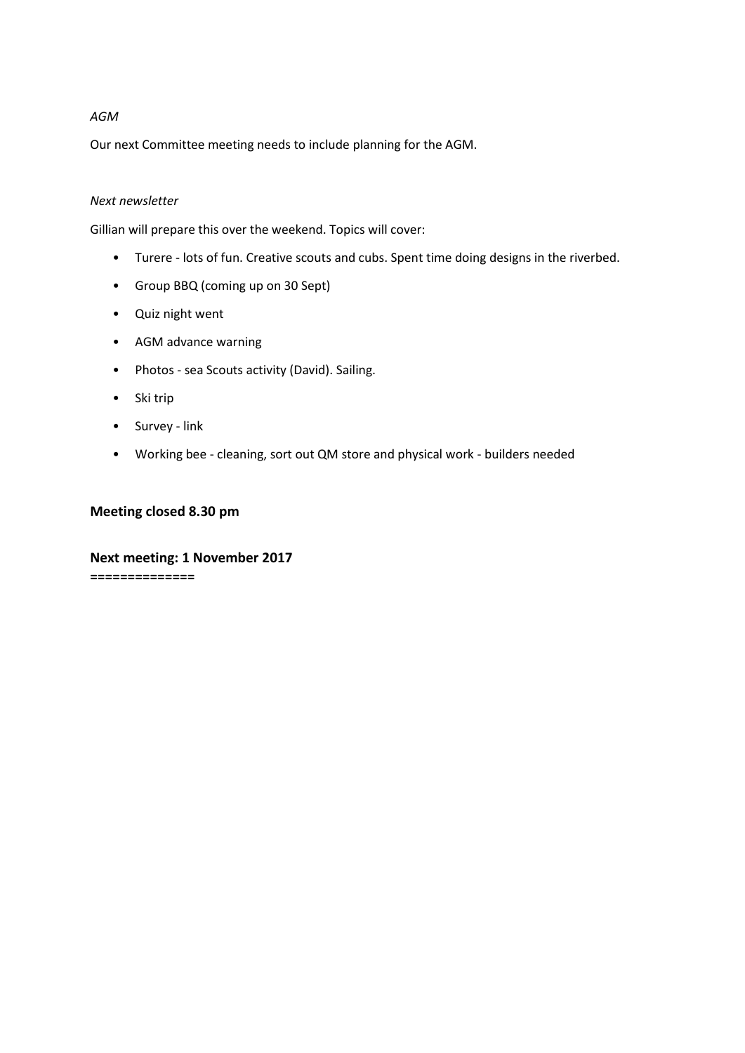*AGM*

Our next Committee meeting needs to include planning for the AGM.

*Next newsletter*

Gillian will prepare this over the weekend. Topics will cover:

- Turere - lots of fun. Creative scouts and cubs. Spent time doing designs in the riverbed.
- Group BBQ (coming up on 30 Sept)
- Quiz night went
- AGM advance warning
- Photos - sea Scouts activity (David). Sailing.
- Ski trip
- Survey - link
- Working bee - cleaning, sort out QM store and physical work - builders needed

**Meeting closed 8.30 pm**

**Next meeting: 1 November 2017**

**==============**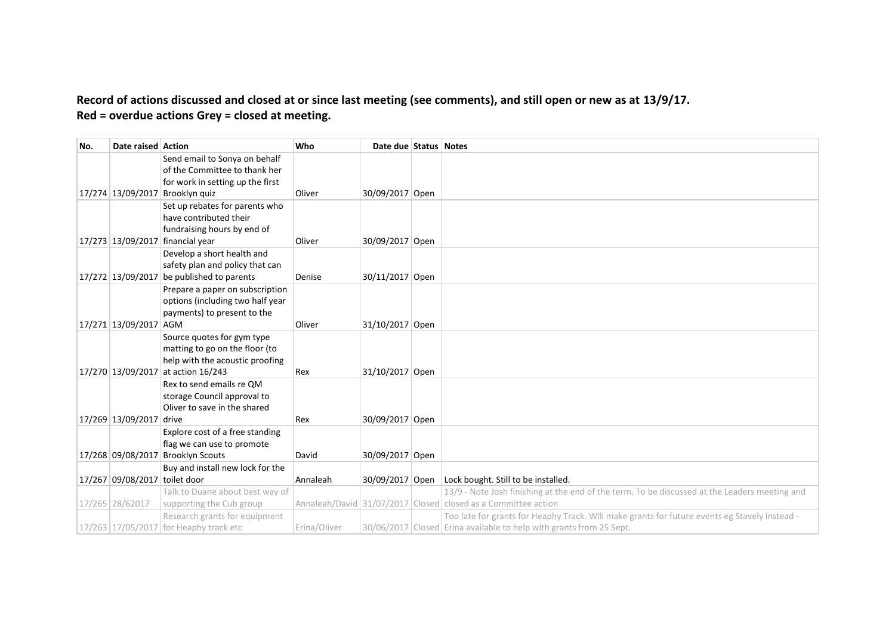**Record of actions discussed and closed at or since last meeting (see comments), and still open or new as at 13/9/17.**
**Red = overdue actions Grey = closed at meeting.**

| No. | Date raised | Action | Who | Date due | Status | Notes |
|---|---|---|---|---|---|---|
| 17/274 | 13/09/2017 | Send email to Sonya on behalf of the Committee to thank her for work in setting up the first Brooklyn quiz | Oliver | 30/09/2017 | Open | |
| 17/273 | 13/09/2017 | Set up rebates for parents who have contributed their fundraising hours by end of financial year | Oliver | 30/09/2017 | Open | |
| 17/272 | 13/09/2017 | Develop a short health and safety plan and policy that can be published to parents | Denise | 30/11/2017 | Open | |
| 17/271 | 13/09/2017 | Prepare a paper on subscription options (including two half year payments) to present to the AGM | Oliver | 31/10/2017 | Open | |
| 17/270 | 13/09/2017 | Source quotes for gym type matting to go on the floor (to help with the acoustic proofing at action 16/243 | Rex | 31/10/2017 | Open | |
| 17/269 | 13/09/2017 | Rex to send emails re QM storage Council approval to Oliver to save in the shared drive | Rex | 30/09/2017 | Open | |
| 17/268 | 09/08/2017 | Explore cost of a free standing flag we can use to promote Brooklyn Scouts | David | 30/09/2017 | Open | |
| 17/267 | 09/08/2017 | Buy and install new lock for the toilet door | Annaleah | 30/09/2017 | Open | Lock bought. Still to be installed. |
| 17/265 | 28/62017 | Talk to Duane about best way of supporting the Cub group | Annaleah/David | 31/07/2017 | Closed | 13/9 - Note Josh finishing at the end of the term. To be discussed at the Leaders meeting and closed as a Committee action |
| 17/263 | 17/05/2017 | Research grants for equipment for Heaphy track etc | Erina/Oliver | 30/06/2017 | Closed | Too late for grants for Heaphy Track. Will make grants for future events eg Stavely instead - Erina available to help with grants from 25 Sept. |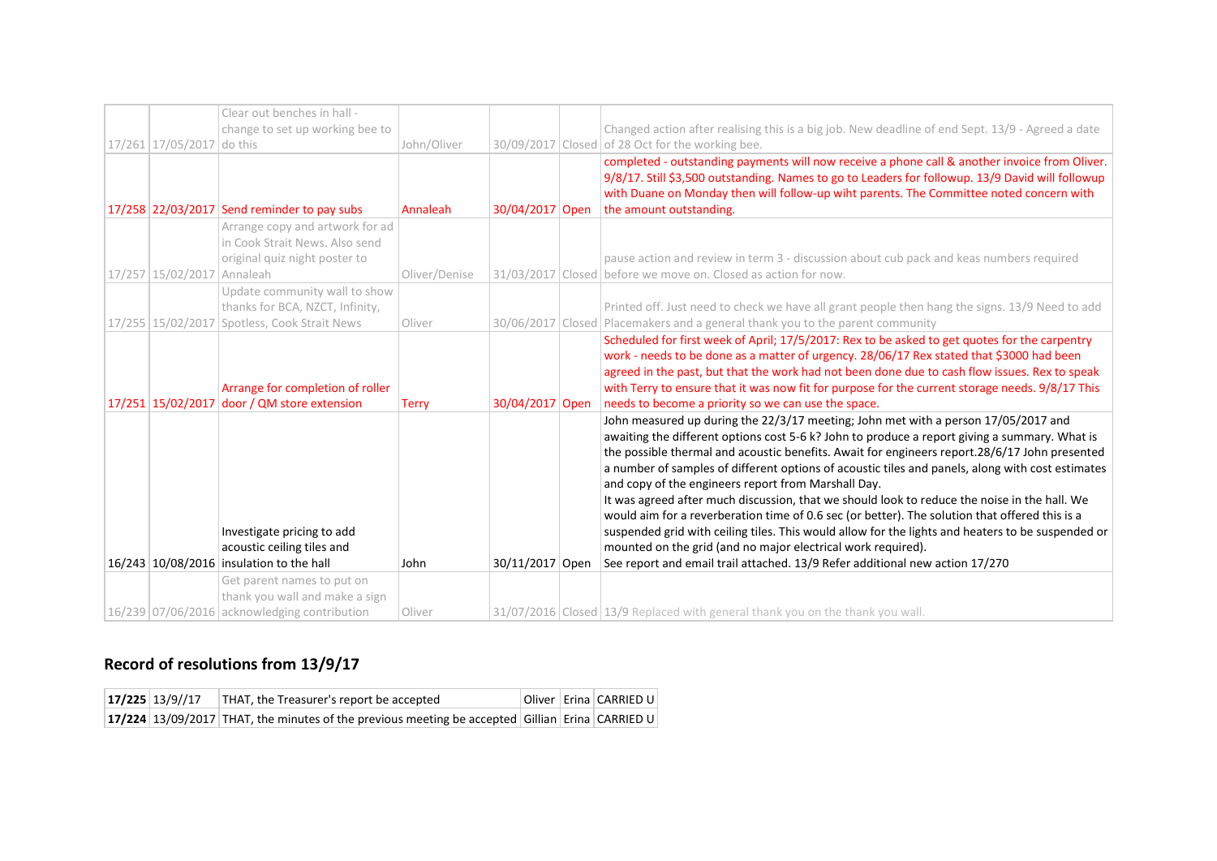| | | | | | | |
|---|---|---|---|---|---|---|
| 17/261 | 17/05/2017 | Clear out benches in hall - change to set up working bee to do this | John/Oliver | 30/09/2017 | Closed | Changed action after realising this is a big job. New deadline of end Sept. 13/9 - Agreed a date of 28 Oct for the working bee. |
| 17/258 | 22/03/2017 | Send reminder to pay subs | Annaleah | 30/04/2017 | Open | completed - outstanding payments will now receive a phone call & another invoice from Oliver. 9/8/17. Still $3,500 outstanding. Names to go to Leaders for followup. 13/9 David will followup with Duane on Monday then will follow-up wiht parents. The Committee noted concern with the amount outstanding. |
| 17/257 | 15/02/2017 | Arrange copy and artwork for ad in Cook Strait News. Also send original quiz night poster to Annaleah | Oliver/Denise | 31/03/2017 | Closed | pause action and review in term 3 - discussion about cub pack and keas numbers required before we move on. Closed as action for now. |
| 17/255 | 15/02/2017 | Update community wall to show thanks for BCA, NZCT, Infinity, Spotless, Cook Strait News | Oliver | 30/06/2017 | Closed | Printed off. Just need to check we have all grant people then hang the signs. 13/9 Need to add Placemakers and a general thank you to the parent community |
| 17/251 | 15/02/2017 | Arrange for completion of roller door / QM store extension | Terry | 30/04/2017 | Open | Scheduled for first week of April; 17/5/2017: Rex to be asked to get quotes for the carpentry work - needs to be done as a matter of urgency. 28/06/17 Rex stated that $3000 had been agreed in the past, but that the work had not been done due to cash flow issues. Rex to speak with Terry to ensure that it was now fit for purpose for the current storage needs. 9/8/17 This needs to become a priority so we can use the space. |
| 16/243 | 10/08/2016 | Investigate pricing to add acoustic ceiling tiles and insulation to the hall | John | 30/11/2017 | Open | John measured up during the 22/3/17 meeting; John met with a person 17/05/2017 and awaiting the different options cost 5-6 k? John to produce a report giving a summary. What is the possible thermal and acoustic benefits. Await for engineers report.28/6/17 John presented a number of samples of different options of acoustic tiles and panels, along with cost estimates and copy of the engineers report from Marshall Day.<br>It was agreed after much discussion, that we should look to reduce the noise in the hall. We would aim for a reverberation time of 0.6 sec (or better). The solution that offered this is a suspended grid with ceiling tiles. This would allow for the lights and heaters to be suspended or mounted on the grid (and no major electrical work required).<br>See report and email trail attached. 13/9 Refer additional new action 17/270 |
| 16/239 | 07/06/2016 | Get parent names to put on thank you wall and make a sign acknowledging contribution | Oliver | 31/07/2016 | Closed | 13/9 Replaced with general thank you on the thank you wall. |

## Record of resolutions from 13/9/17

| | | | | | |
|---|---|---|---|---|---|
| **17/225** | 13/9//17 | THAT, the Treasurer's report be accepted | Oliver | Erina | CARRIED U |
| **17/224** | 13/09/2017 | THAT, the minutes of the previous meeting be accepted | Gillian | Erina | CARRIED U |